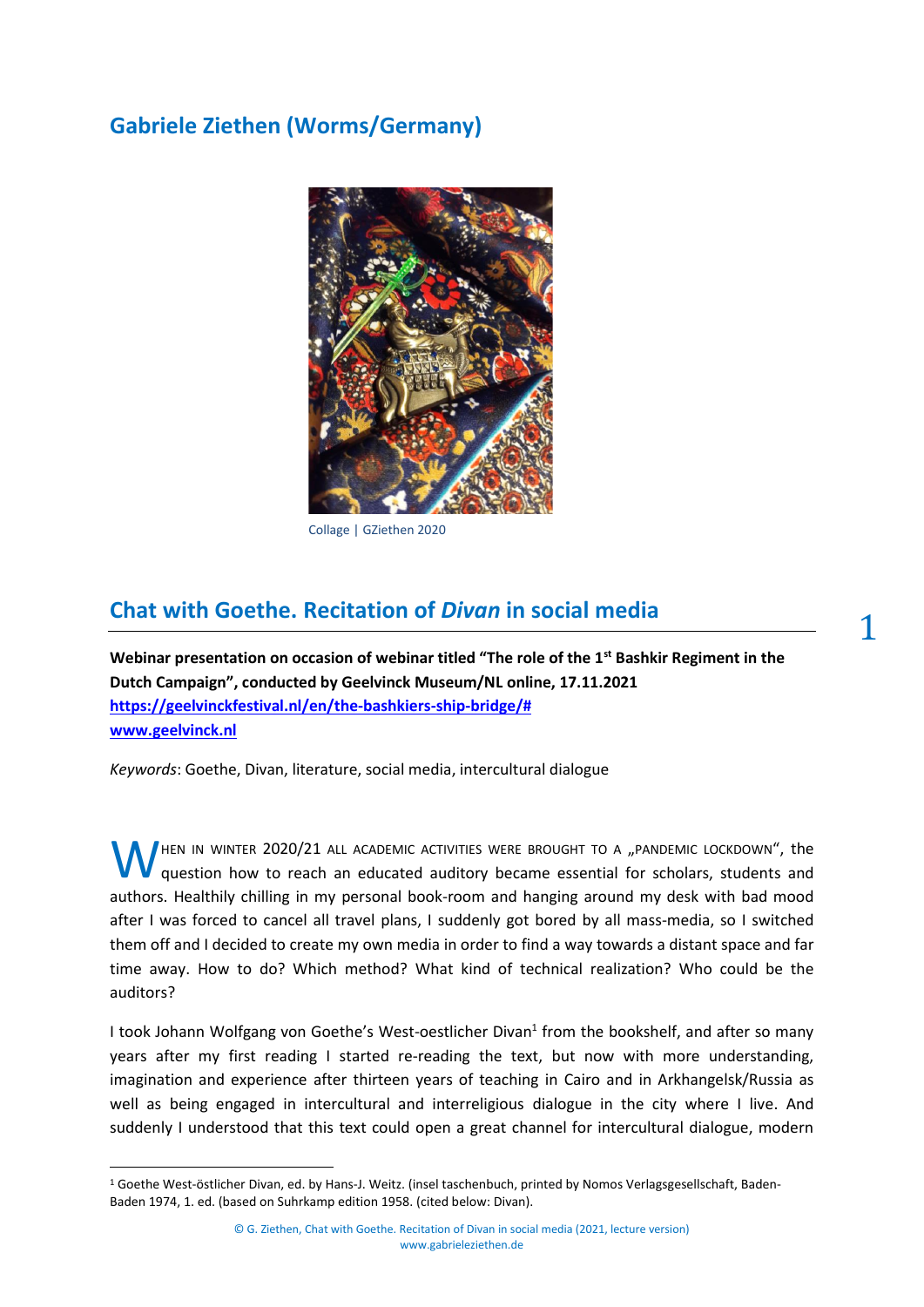# Gabriele Ziethen (Worms/Germany)

Collage | GZiethen 2020

## Chat with Goethe. Recitation of *Divan* in social media

**Webinar presentation on occasion of webinar titled "The role of the 1st Bashkir Regiment in the Dutch Campaign", conducted by Geelvinck Museum/NL online, 17.11.2021**
**https://geelvinckfestival.nl/en/the-bashkiers-ship-bridge/#**
**www.geelvinck.nl**

*Keywords*: Goethe, Divan, literature, social media, intercultural dialogue

WHEN IN WINTER 2020/21 ALL ACADEMIC ACTIVITIES WERE BROUGHT TO A „PANDEMIC LOCKDOWN", the question how to reach an educated auditory became essential for scholars, students and authors. Healthily chilling in my personal book-room and hanging around my desk with bad mood after I was forced to cancel all travel plans, I suddenly got bored by all mass-media, so I switched them off and I decided to create my own media in order to find a way towards a distant space and far time away. How to do? Which method? What kind of technical realization? Who could be the auditors?

I took Johann Wolfgang von Goethe's West-oestlicher Divan[1] from the bookshelf, and after so many years after my first reading I started re-reading the text, but now with more understanding, imagination and experience after thirteen years of teaching in Cairo and in Arkhangelsk/Russia as well as being engaged in intercultural and interreligious dialogue in the city where I live. And suddenly I understood that this text could open a great channel for intercultural dialogue, modern

[1] Goethe West-östlicher Divan, ed. by Hans-J. Weitz. (insel taschenbuch, printed by Nomos Verlagsgesellschaft, Baden-Baden 1974, 1. ed. (based on Suhrkamp edition 1958. (cited below: Divan).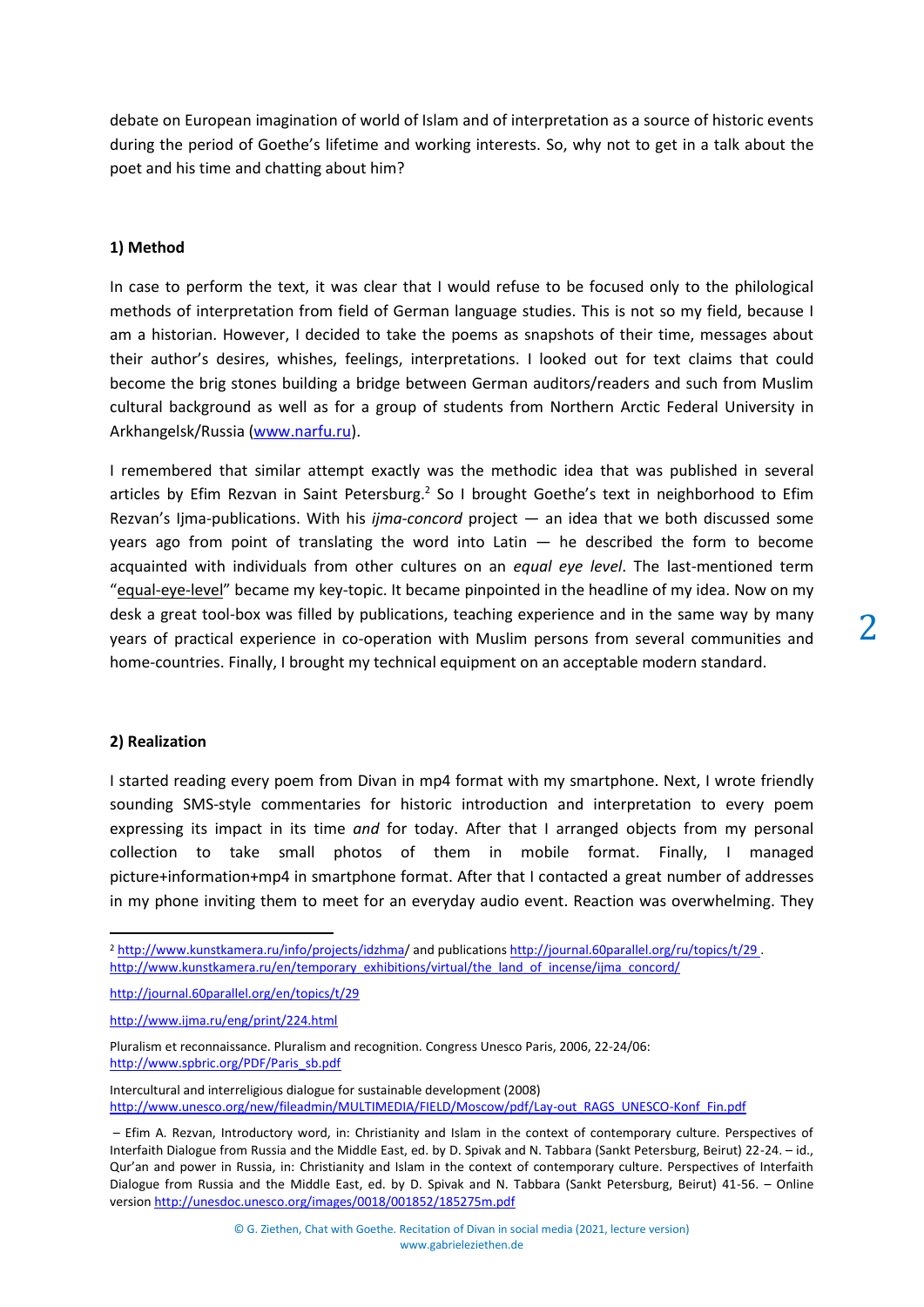debate on European imagination of world of Islam and of interpretation as a source of historic events during the period of Goethe's lifetime and working interests. So, why not to get in a talk about the poet and his time and chatting about him?

**1) Method**

In case to perform the text, it was clear that I would refuse to be focused only to the philological methods of interpretation from field of German language studies. This is not so my field, because I am a historian. However, I decided to take the poems as snapshots of their time, messages about their author's desires, whishes, feelings, interpretations. I looked out for text claims that could become the brig stones building a bridge between German auditors/readers and such from Muslim cultural background as well as for a group of students from Northern Arctic Federal University in Arkhangelsk/Russia (www.narfu.ru).

I remembered that similar attempt exactly was the methodic idea that was published in several articles by Efim Rezvan in Saint Petersburg.[2] So I brought Goethe's text in neighborhood to Efim Rezvan's Ijma-publications. With his *ijma-concord* project — an idea that we both discussed some years ago from point of translating the word into Latin — he described the form to become acquainted with individuals from other cultures on an *equal eye level*. The last-mentioned term "equal-eye-level" became my key-topic. It became pinpointed in the headline of my idea. Now on my desk a great tool-box was filled by publications, teaching experience and in the same way by many years of practical experience in co-operation with Muslim persons from several communities and home-countries. Finally, I brought my technical equipment on an acceptable modern standard.

**2) Realization**

I started reading every poem from Divan in mp4 format with my smartphone. Next, I wrote friendly sounding SMS-style commentaries for historic introduction and interpretation to every poem expressing its impact in its time *and* for today. After that I arranged objects from my personal collection to take small photos of them in mobile format. Finally, I managed picture+information+mp4 in smartphone format. After that I contacted a great number of addresses in my phone inviting them to meet for an everyday audio event. Reaction was overwhelming. They

---

[2] http://www.kunstkamera.ru/info/projects/idzhma/ and publications http://journal.60parallel.org/ru/topics/t/29 . http://www.kunstkamera.ru/en/temporary_exhibitions/virtual/the_land_of_incense/ijma_concord/

http://journal.60parallel.org/en/topics/t/29

http://www.ijma.ru/eng/print/224.html

Pluralism et reconnaissance. Pluralism and recognition. Congress Unesco Paris, 2006, 22-24/06: http://www.spbric.org/PDF/Paris_sb.pdf

Intercultural and interreligious dialogue for sustainable development (2008) http://www.unesco.org/new/fileadmin/MULTIMEDIA/FIELD/Moscow/pdf/Lay-out_RAGS_UNESCO-Konf_Fin.pdf

– Efim A. Rezvan, Introductory word, in: Christianity and Islam in the context of contemporary culture. Perspectives of Interfaith Dialogue from Russia and the Middle East, ed. by D. Spivak and N. Tabbara (Sankt Petersburg, Beirut) 22-24. – id., Qur'an and power in Russia, in: Christianity and Islam in the context of contemporary culture. Perspectives of Interfaith Dialogue from Russia and the Middle East, ed. by D. Spivak and N. Tabbara (Sankt Petersburg, Beirut) 41-56. – Online version http://unesdoc.unesco.org/images/0018/001852/185275m.pdf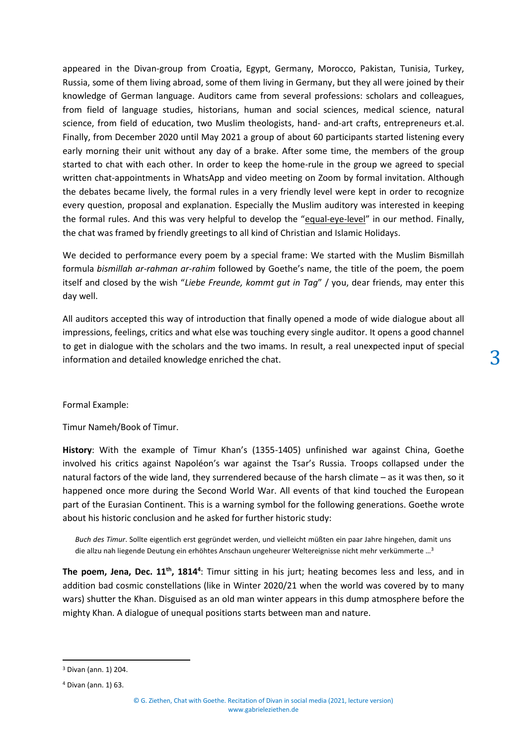appeared in the Divan-group from Croatia, Egypt, Germany, Morocco, Pakistan, Tunisia, Turkey, Russia, some of them living abroad, some of them living in Germany, but they all were joined by their knowledge of German language. Auditors came from several professions: scholars and colleagues, from field of language studies, historians, human and social sciences, medical science, natural science, from field of education, two Muslim theologists, hand- and-art crafts, entrepreneurs et.al. Finally, from December 2020 until May 2021 a group of about 60 participants started listening every early morning their unit without any day of a brake. After some time, the members of the group started to chat with each other. In order to keep the home-rule in the group we agreed to special written chat-appointments in WhatsApp and video meeting on Zoom by formal invitation. Although the debates became lively, the formal rules in a very friendly level were kept in order to recognize every question, proposal and explanation. Especially the Muslim auditory was interested in keeping the formal rules. And this was very helpful to develop the "equal-eye-level" in our method. Finally, the chat was framed by friendly greetings to all kind of Christian and Islamic Holidays.

We decided to performance every poem by a special frame: We started with the Muslim Bismillah formula *bismillah ar-rahman ar-rahim* followed by Goethe's name, the title of the poem, the poem itself and closed by the wish "*Liebe Freunde, kommt gut in Tag*" / you, dear friends, may enter this day well.

All auditors accepted this way of introduction that finally opened a mode of wide dialogue about all impressions, feelings, critics and what else was touching every single auditor. It opens a good channel to get in dialogue with the scholars and the two imams. In result, a real unexpected input of special information and detailed knowledge enriched the chat.

Formal Example:

Timur Nameh/Book of Timur.

**History**: With the example of Timur Khan's (1355-1405) unfinished war against China, Goethe involved his critics against Napoléon's war against the Tsar's Russia. Troops collapsed under the natural factors of the wide land, they surrendered because of the harsh climate – as it was then, so it happened once more during the Second World War. All events of that kind touched the European part of the Eurasian Continent. This is a warning symbol for the following generations. Goethe wrote about his historic conclusion and he asked for further historic study:

> *Buch des Timur*. Sollte eigentlich erst gegründet werden, und vielleicht müßten ein paar Jahre hingehen, damit uns die allzu nah liegende Deutung ein erhöhtes Anschaun ungeheurer Weltereignisse nicht mehr verkümmerte …[3]

**The poem, Jena, Dec. 11th, 1814[4]**: Timur sitting in his jurt; heating becomes less and less, and in addition bad cosmic constellations (like in Winter 2020/21 when the world was covered by to many wars) shutter the Khan. Disguised as an old man winter appears in this dump atmosphere before the mighty Khan. A dialogue of unequal positions starts between man and nature.

---

[3] Divan (ann. 1) 204.

[4] Divan (ann. 1) 63.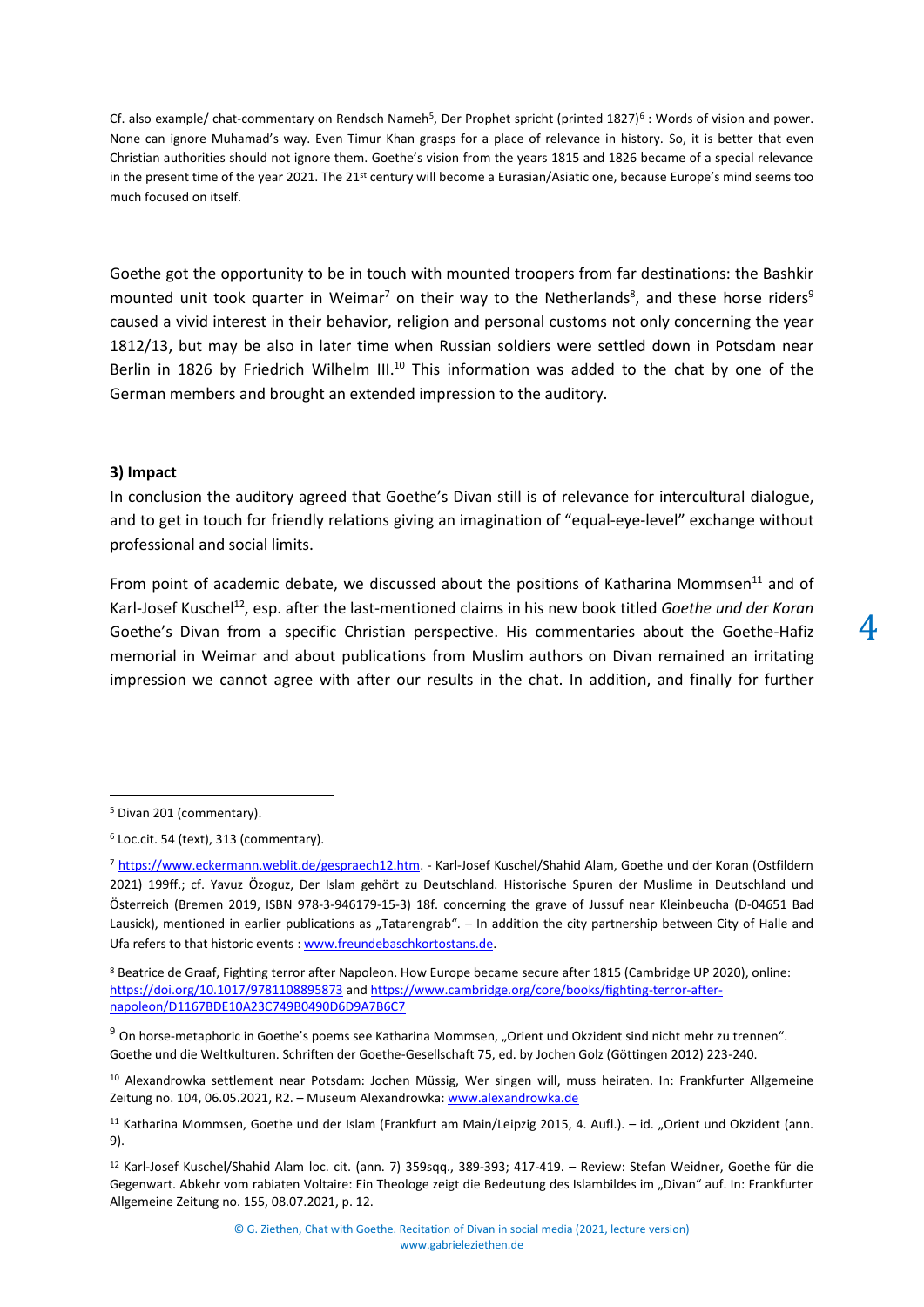Cf. also example/ chat-commentary on Rendsch Nameh[5], Der Prophet spricht (printed 1827)[6] : Words of vision and power. None can ignore Muhamad's way. Even Timur Khan grasps for a place of relevance in history. So, it is better that even Christian authorities should not ignore them. Goethe's vision from the years 1815 and 1826 became of a special relevance in the present time of the year 2021. The 21st century will become a Eurasian/Asiatic one, because Europe's mind seems too much focused on itself.

Goethe got the opportunity to be in touch with mounted troopers from far destinations: the Bashkir mounted unit took quarter in Weimar[7] on their way to the Netherlands[8], and these horse riders[9] caused a vivid interest in their behavior, religion and personal customs not only concerning the year 1812/13, but may be also in later time when Russian soldiers were settled down in Potsdam near Berlin in 1826 by Friedrich Wilhelm III.[10] This information was added to the chat by one of the German members and brought an extended impression to the auditory.

### 3) Impact

In conclusion the auditory agreed that Goethe's Divan still is of relevance for intercultural dialogue, and to get in touch for friendly relations giving an imagination of "equal-eye-level" exchange without professional and social limits.

From point of academic debate, we discussed about the positions of Katharina Mommsen[11] and of Karl-Josef Kuschel[12], esp. after the last-mentioned claims in his new book titled *Goethe und der Koran* Goethe's Divan from a specific Christian perspective. His commentaries about the Goethe-Hafiz memorial in Weimar and about publications from Muslim authors on Divan remained an irritating impression we cannot agree with after our results in the chat. In addition, and finally for further

---

[5] Divan 201 (commentary).

[6] Loc.cit. 54 (text), 313 (commentary).

[7] https://www.eckermann.weblit.de/gespraech12.htm. - Karl-Josef Kuschel/Shahid Alam, Goethe und der Koran (Ostfildern 2021) 199ff.; cf. Yavuz Özoguz, Der Islam gehört zu Deutschland. Historische Spuren der Muslime in Deutschland und Österreich (Bremen 2019, ISBN 978-3-946179-15-3) 18f. concerning the grave of Jussuf near Kleinbeucha (D-04651 Bad Lausick), mentioned in earlier publications as „Tatarengrab". – In addition the city partnership between City of Halle and Ufa refers to that historic events : www.freundebaschkortostans.de.

[8] Beatrice de Graaf, Fighting terror after Napoleon. How Europe became secure after 1815 (Cambridge UP 2020), online: https://doi.org/10.1017/9781108895873 and https://www.cambridge.org/core/books/fighting-terror-after-napoleon/D1167BDE10A23C749B0490D6D9A7B6C7

[9] On horse-metaphoric in Goethe's poems see Katharina Mommsen, „Orient und Okzident sind nicht mehr zu trennen". Goethe und die Weltkulturen. Schriften der Goethe-Gesellschaft 75, ed. by Jochen Golz (Göttingen 2012) 223-240.

[10] Alexandrowka settlement near Potsdam: Jochen Müssig, Wer singen will, muss heiraten. In: Frankfurter Allgemeine Zeitung no. 104, 06.05.2021, R2. – Museum Alexandrowka: www.alexandrowka.de

[11] Katharina Mommsen, Goethe und der Islam (Frankfurt am Main/Leipzig 2015, 4. Aufl.). – id. „Orient und Okzident (ann. 9).

[12] Karl-Josef Kuschel/Shahid Alam loc. cit. (ann. 7) 359sqq., 389-393; 417-419. – Review: Stefan Weidner, Goethe für die Gegenwart. Abkehr vom rabiaten Voltaire: Ein Theologe zeigt die Bedeutung des Islambildes im „Divan" auf. In: Frankfurter Allgemeine Zeitung no. 155, 08.07.2021, p. 12.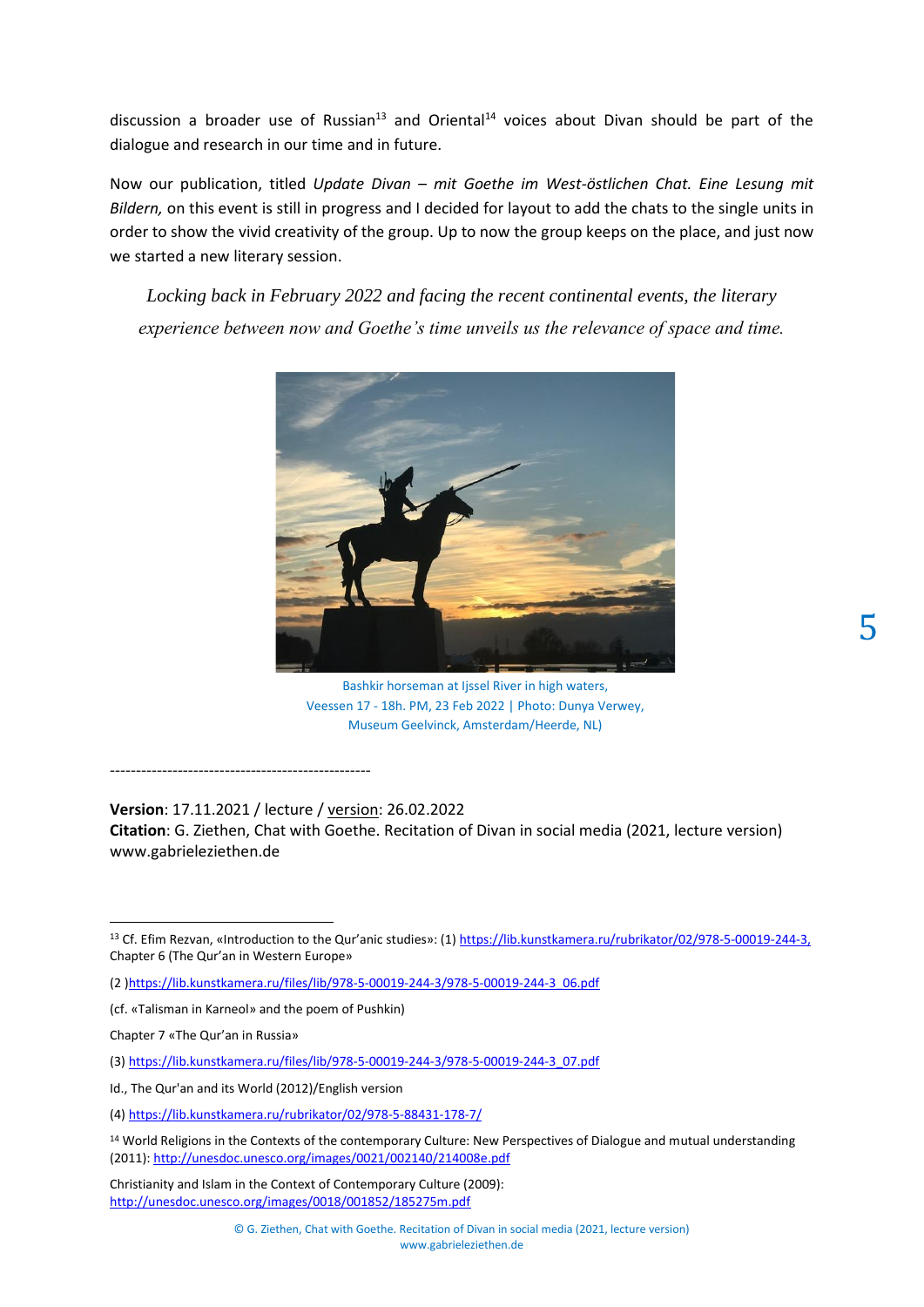discussion a broader use of Russian[13] and Oriental[14] voices about Divan should be part of the dialogue and research in our time and in future.

Now our publication, titled *Update Divan – mit Goethe im West-östlichen Chat. Eine Lesung mit Bildern,* on this event is still in progress and I decided for layout to add the chats to the single units in order to show the vivid creativity of the group. Up to now the group keeps on the place, and just now we started a new literary session.

*Locking back in February 2022 and facing the recent continental events, the literary experience between now and Goethe's time unveils us the relevance of space and time.*

Bashkir horseman at Ijssel River in high waters,
Veessen 17 - 18h. PM, 23 Feb 2022 | Photo: Dunya Verwey,
Museum Geelvinck, Amsterdam/Heerde, NL)

--------------------------------------------------

**Version**: 17.11.2021 / lecture / version: 26.02.2022
**Citation**: G. Ziethen, Chat with Goethe. Recitation of Divan in social media (2021, lecture version) www.gabrieleziethen.de

---

[13] Cf. Efim Rezvan, «Introduction to the Qur'anic studies»: (1) https://lib.kunstkamera.ru/rubrikator/02/978-5-00019-244-3, Chapter 6 (The Qur'an in Western Europe»

(2 )https://lib.kunstkamera.ru/files/lib/978-5-00019-244-3/978-5-00019-244-3_06.pdf

(cf. «Talisman in Karneol» and the poem of Pushkin)

Chapter 7 «The Qur'an in Russia»

(3) https://lib.kunstkamera.ru/files/lib/978-5-00019-244-3/978-5-00019-244-3_07.pdf

Id., The Qur'an and its World (2012)/English version

(4) https://lib.kunstkamera.ru/rubrikator/02/978-5-88431-178-7/

[14] World Religions in the Contexts of the contemporary Culture: New Perspectives of Dialogue and mutual understanding (2011): http://unesdoc.unesco.org/images/0021/002140/214008e.pdf

Christianity and Islam in the Context of Contemporary Culture (2009): http://unesdoc.unesco.org/images/0018/001852/185275m.pdf